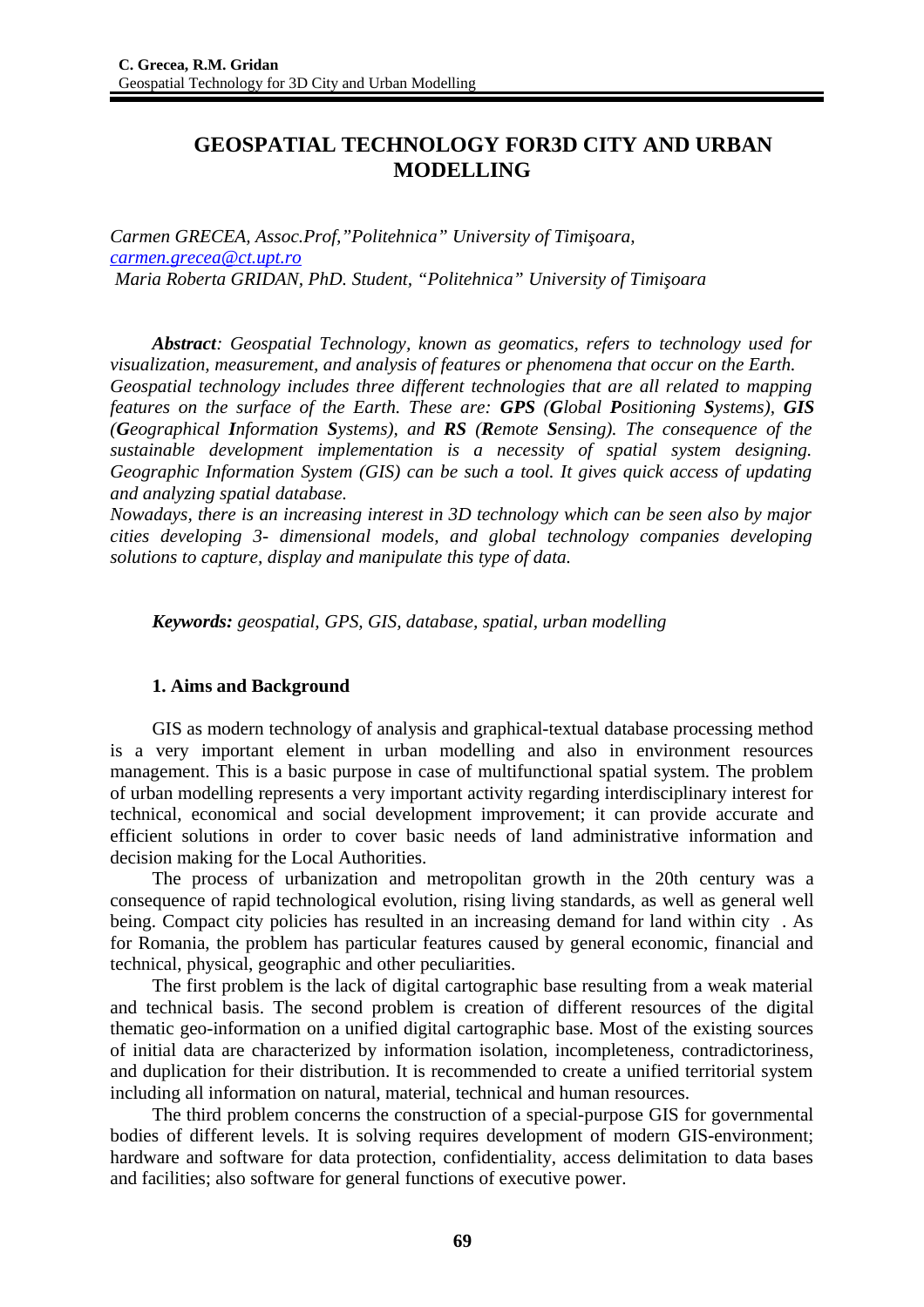# GEOSPATIAL TECHNOLOGY FOR3D CITY AND URBAN MODELLING

*Carmen GRECEA, Assoc.Prof,"Politehnica" University of Timişoara,*
*carmen.grecea@ct.upt.ro*
*Maria Roberta GRIDAN, PhD. Student, "Politehnica" University of Timişoara*

***Abstract**: Geospatial Technology, known as geomatics, refers to technology used for visualization, measurement, and analysis of features or phenomena that occur on the Earth. Geospatial technology includes three different technologies that are all related to mapping features on the surface of the Earth. These are: **GPS** (**G**lobal **P**ositioning **S**ystems), **GIS** (**G**eographical **I**nformation **S**ystems), and **RS** (**R**emote **S**ensing). The consequence of the sustainable development implementation is a necessity of spatial system designing. Geographic Information System (GIS) can be such a tool. It gives quick access of updating and analyzing spatial database.*
*Nowadays, there is an increasing interest in 3D technology which can be seen also by major cities developing 3- dimensional models, and global technology companies developing solutions to capture, display and manipulate this type of data.*

***Keywords:** geospatial, GPS, GIS, database, spatial, urban modelling*

## 1. Aims and Background

GIS as modern technology of analysis and graphical-textual database processing method is a very important element in urban modelling and also in environment resources management. This is a basic purpose in case of multifunctional spatial system. The problem of urban modelling represents a very important activity regarding interdisciplinary interest for technical, economical and social development improvement; it can provide accurate and efficient solutions in order to cover basic needs of land administrative information and decision making for the Local Authorities.

The process of urbanization and metropolitan growth in the 20th century was a consequence of rapid technological evolution, rising living standards, as well as general well being. Compact city policies has resulted in an increasing demand for land within city . As for Romania, the problem has particular features caused by general economic, financial and technical, physical, geographic and other peculiarities.

The first problem is the lack of digital cartographic base resulting from a weak material and technical basis. The second problem is creation of different resources of the digital thematic geo-information on a unified digital cartographic base. Most of the existing sources of initial data are characterized by information isolation, incompleteness, contradictoriness, and duplication for their distribution. It is recommended to create a unified territorial system including all information on natural, material, technical and human resources.

The third problem concerns the construction of a special-purpose GIS for governmental bodies of different levels. It is solving requires development of modern GIS-environment; hardware and software for data protection, confidentiality, access delimitation to data bases and facilities; also software for general functions of executive power.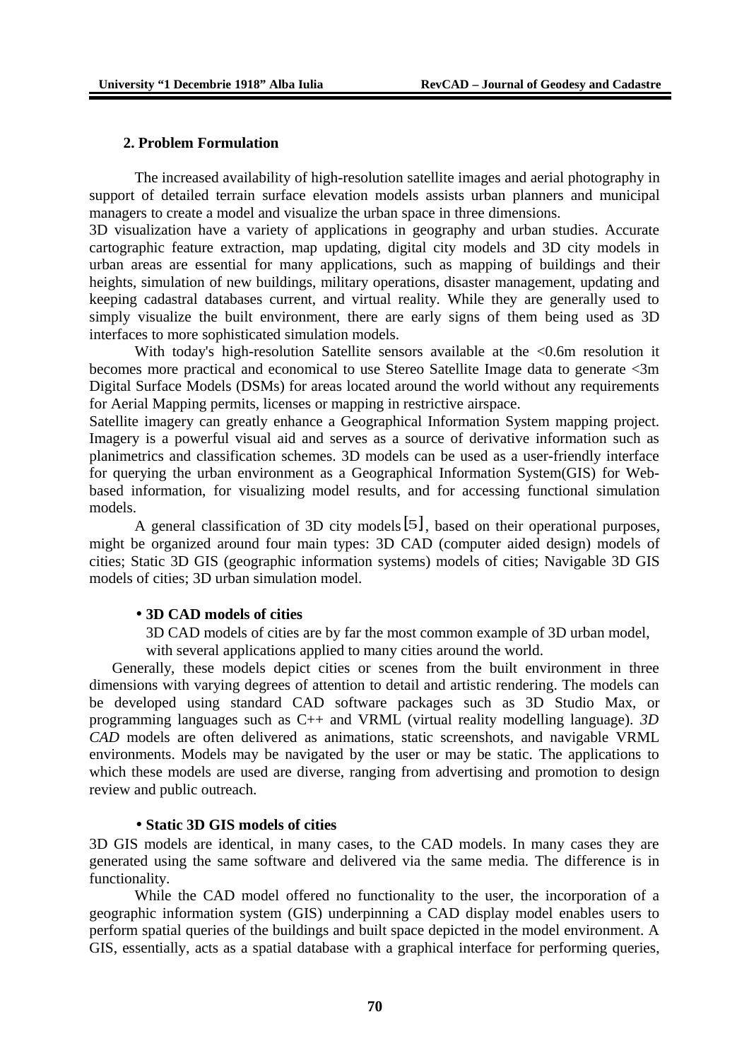## 2. Problem Formulation

The increased availability of high-resolution satellite images and aerial photography in support of detailed terrain surface elevation models assists urban planners and municipal managers to create a model and visualize the urban space in three dimensions.

3D visualization have a variety of applications in geography and urban studies. Accurate cartographic feature extraction, map updating, digital city models and 3D city models in urban areas are essential for many applications, such as mapping of buildings and their heights, simulation of new buildings, military operations, disaster management, updating and keeping cadastral databases current, and virtual reality. While they are generally used to simply visualize the built environment, there are early signs of them being used as 3D interfaces to more sophisticated simulation models.

With today's high-resolution Satellite sensors available at the <0.6m resolution it becomes more practical and economical to use Stereo Satellite Image data to generate <3m Digital Surface Models (DSMs) for areas located around the world without any requirements for Aerial Mapping permits, licenses or mapping in restrictive airspace.

Satellite imagery can greatly enhance a Geographical Information System mapping project. Imagery is a powerful visual aid and serves as a source of derivative information such as planimetrics and classification schemes. 3D models can be used as a user-friendly interface for querying the urban environment as a Geographical Information System(GIS) for Web-based information, for visualizing model results, and for accessing functional simulation models.

A general classification of 3D city models [5], based on their operational purposes, might be organized around four main types: 3D CAD (computer aided design) models of cities; Static 3D GIS (geographic information systems) models of cities; Navigable 3D GIS models of cities; 3D urban simulation model.

- **3D CAD models of cities**

  3D CAD models of cities are by far the most common example of 3D urban model, with several applications applied to many cities around the world.

Generally, these models depict cities or scenes from the built environment in three dimensions with varying degrees of attention to detail and artistic rendering. The models can be developed using standard CAD software packages such as 3D Studio Max, or programming languages such as C++ and VRML (virtual reality modelling language). *3D CAD* models are often delivered as animations, static screenshots, and navigable VRML environments. Models may be navigated by the user or may be static. The applications to which these models are used are diverse, ranging from advertising and promotion to design review and public outreach.

- **Static 3D GIS models of cities**

3D GIS models are identical, in many cases, to the CAD models. In many cases they are generated using the same software and delivered via the same media. The difference is in functionality.

While the CAD model offered no functionality to the user, the incorporation of a geographic information system (GIS) underpinning a CAD display model enables users to perform spatial queries of the buildings and built space depicted in the model environment. A GIS, essentially, acts as a spatial database with a graphical interface for performing queries,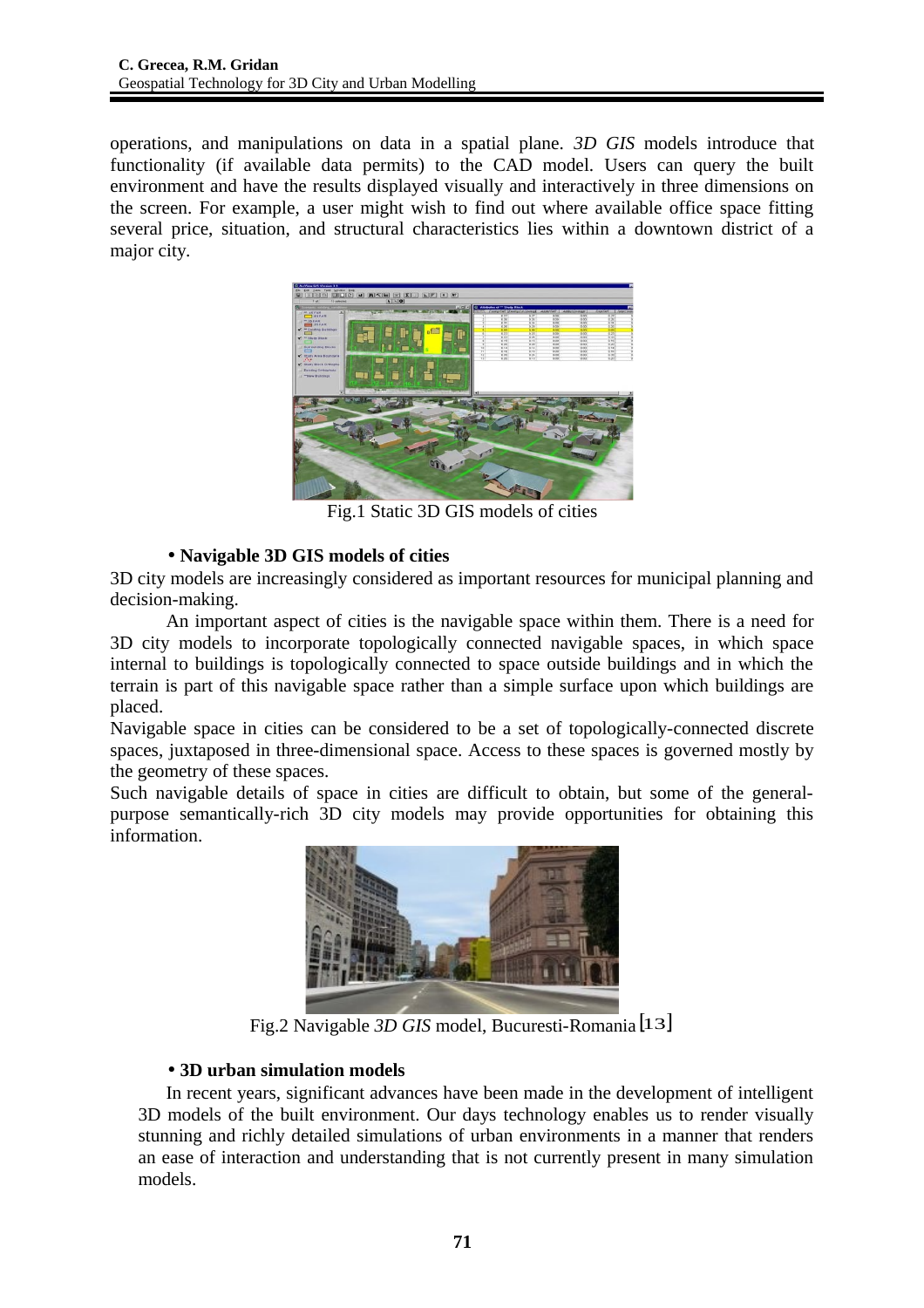operations, and manipulations on data in a spatial plane. *3D GIS* models introduce that functionality (if available data permits) to the CAD model. Users can query the built environment and have the results displayed visually and interactively in three dimensions on the screen. For example, a user might wish to find out where available office space fitting several price, situation, and structural characteristics lies within a downtown district of a major city.

Fig.1 Static 3D GIS models of cities

- **Navigable 3D GIS models of cities**

3D city models are increasingly considered as important resources for municipal planning and decision-making.

An important aspect of cities is the navigable space within them. There is a need for 3D city models to incorporate topologically connected navigable spaces, in which space internal to buildings is topologically connected to space outside buildings and in which the terrain is part of this navigable space rather than a simple surface upon which buildings are placed.

Navigable space in cities can be considered to be a set of topologically-connected discrete spaces, juxtaposed in three-dimensional space. Access to these spaces is governed mostly by the geometry of these spaces.

Such navigable details of space in cities are difficult to obtain, but some of the general-purpose semantically-rich 3D city models may provide opportunities for obtaining this information.

Fig.2 Navigable *3D GIS* model, Bucuresti-Romania [13]

- **3D urban simulation models**

In recent years, significant advances have been made in the development of intelligent 3D models of the built environment. Our days technology enables us to render visually stunning and richly detailed simulations of urban environments in a manner that renders an ease of interaction and understanding that is not currently present in many simulation models.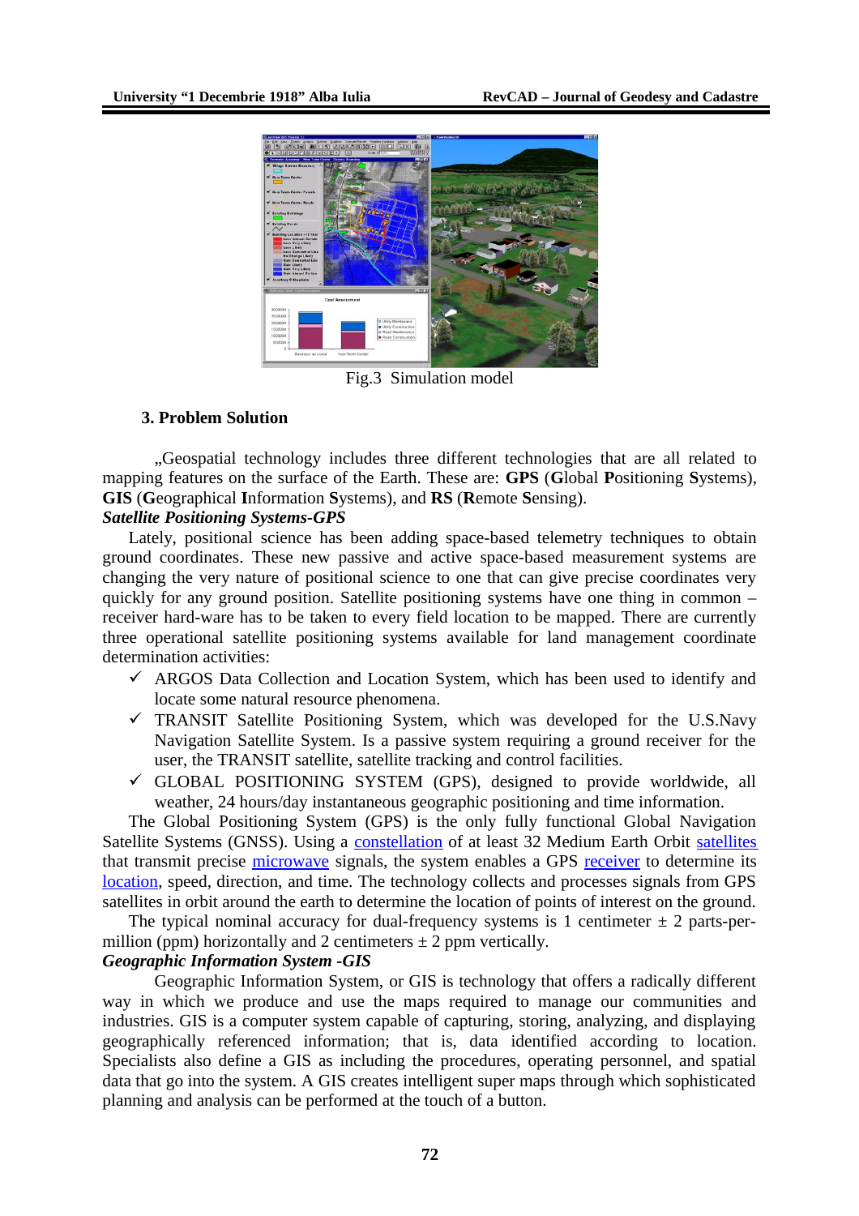Fig.3 Simulation model

### 3. Problem Solution

„Geospatial technology includes three different technologies that are all related to mapping features on the surface of the Earth. These are: **GPS** (**G**lobal **P**ositioning **S**ystems), **GIS** (**G**eographical **I**nformation **S**ystems), and **RS** (**R**emote **S**ensing).

***Satellite Positioning Systems-GPS***

Lately, positional science has been adding space-based telemetry techniques to obtain ground coordinates. These new passive and active space-based measurement systems are changing the very nature of positional science to one that can give precise coordinates very quickly for any ground position. Satellite positioning systems have one thing in common – receiver hard-ware has to be taken to every field location to be mapped. There are currently three operational satellite positioning systems available for land management coordinate determination activities:

- ✓ ARGOS Data Collection and Location System, which has been used to identify and locate some natural resource phenomena.
- ✓ TRANSIT Satellite Positioning System, which was developed for the U.S.Navy Navigation Satellite System. Is a passive system requiring a ground receiver for the user, the TRANSIT satellite, satellite tracking and control facilities.
- ✓ GLOBAL POSITIONING SYSTEM (GPS), designed to provide worldwide, all weather, 24 hours/day instantaneous geographic positioning and time information.

The Global Positioning System (GPS) is the only fully functional Global Navigation Satellite Systems (GNSS). Using a constellation of at least 32 Medium Earth Orbit satellites that transmit precise microwave signals, the system enables a GPS receiver to determine its location, speed, direction, and time. The technology collects and processes signals from GPS satellites in orbit around the earth to determine the location of points of interest on the ground.

The typical nominal accuracy for dual-frequency systems is 1 centimeter ± 2 parts-per-million (ppm) horizontally and 2 centimeters ± 2 ppm vertically.

***Geographic Information System -GIS***

Geographic Information System, or GIS is technology that offers a radically different way in which we produce and use the maps required to manage our communities and industries. GIS is a computer system capable of capturing, storing, analyzing, and displaying geographically referenced information; that is, data identified according to location. Specialists also define a GIS as including the procedures, operating personnel, and spatial data that go into the system. A GIS creates intelligent super maps through which sophisticated planning and analysis can be performed at the touch of a button.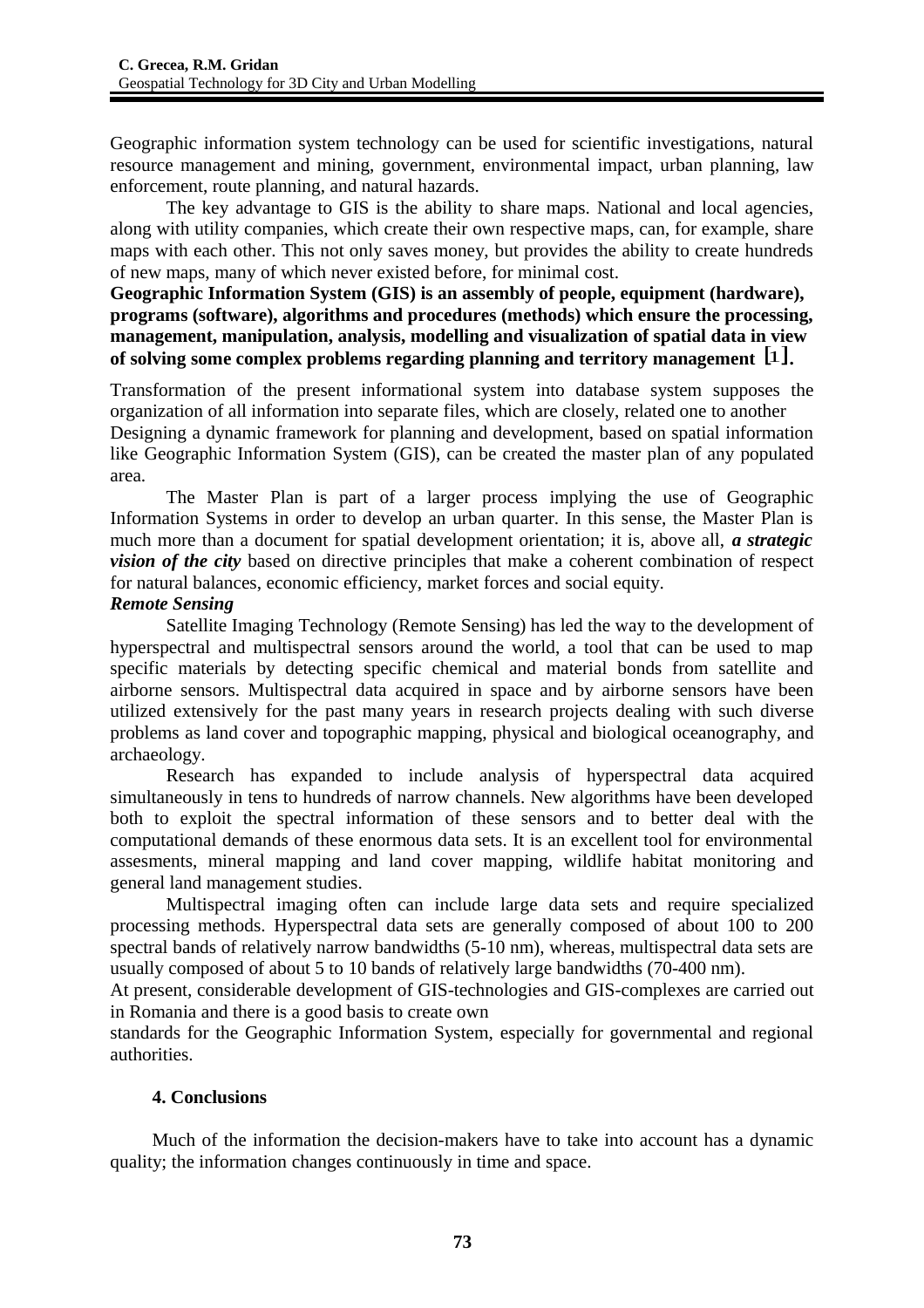Geographic information system technology can be used for scientific investigations, natural resource management and mining, government, environmental impact, urban planning, law enforcement, route planning, and natural hazards.

The key advantage to GIS is the ability to share maps. National and local agencies, along with utility companies, which create their own respective maps, can, for example, share maps with each other. This not only saves money, but provides the ability to create hundreds of new maps, many of which never existed before, for minimal cost.

**Geographic Information System (GIS) is an assembly of people, equipment (hardware), programs (software), algorithms and procedures (methods) which ensure the processing, management, manipulation, analysis, modelling and visualization of spatial data in view of solving some complex problems regarding planning and territory management [1].**

Transformation of the present informational system into database system supposes the organization of all information into separate files, which are closely, related one to another

Designing a dynamic framework for planning and development, based on spatial information like Geographic Information System (GIS), can be created the master plan of any populated area.

The Master Plan is part of a larger process implying the use of Geographic Information Systems in order to develop an urban quarter. In this sense, the Master Plan is much more than a document for spatial development orientation; it is, above all, ***a strategic vision of the city*** based on directive principles that make a coherent combination of respect for natural balances, economic efficiency, market forces and social equity.

***Remote Sensing***

Satellite Imaging Technology (Remote Sensing) has led the way to the development of hyperspectral and multispectral sensors around the world, a tool that can be used to map specific materials by detecting specific chemical and material bonds from satellite and airborne sensors. Multispectral data acquired in space and by airborne sensors have been utilized extensively for the past many years in research projects dealing with such diverse problems as land cover and topographic mapping, physical and biological oceanography, and archaeology.

Research has expanded to include analysis of hyperspectral data acquired simultaneously in tens to hundreds of narrow channels. New algorithms have been developed both to exploit the spectral information of these sensors and to better deal with the computational demands of these enormous data sets. It is an excellent tool for environmental assesments, mineral mapping and land cover mapping, wildlife habitat monitoring and general land management studies.

Multispectral imaging often can include large data sets and require specialized processing methods. Hyperspectral data sets are generally composed of about 100 to 200 spectral bands of relatively narrow bandwidths (5-10 nm), whereas, multispectral data sets are usually composed of about 5 to 10 bands of relatively large bandwidths (70-400 nm).

At present, considerable development of GIS-technologies and GIS-complexes are carried out in Romania and there is a good basis to create own standards for the Geographic Information System, especially for governmental and regional authorities.

## 4. Conclusions

Much of the information the decision-makers have to take into account has a dynamic quality; the information changes continuously in time and space.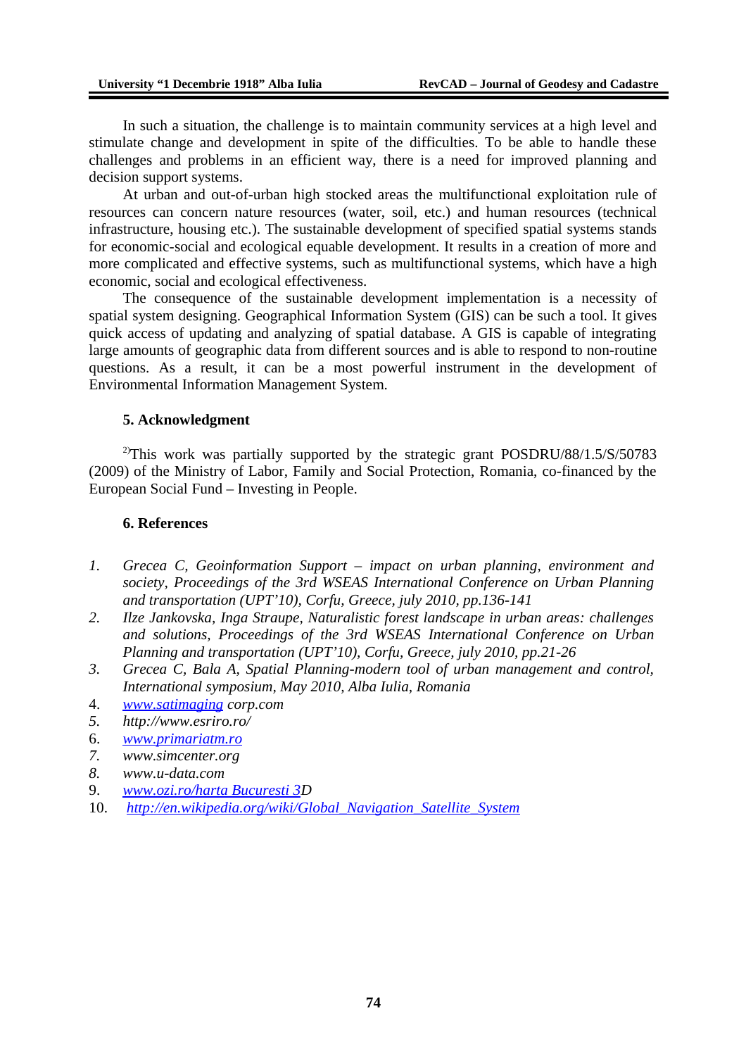In such a situation, the challenge is to maintain community services at a high level and stimulate change and development in spite of the difficulties. To be able to handle these challenges and problems in an efficient way, there is a need for improved planning and decision support systems.

At urban and out-of-urban high stocked areas the multifunctional exploitation rule of resources can concern nature resources (water, soil, etc.) and human resources (technical infrastructure, housing etc.). The sustainable development of specified spatial systems stands for economic-social and ecological equable development. It results in a creation of more and more complicated and effective systems, such as multifunctional systems, which have a high economic, social and ecological effectiveness.

The consequence of the sustainable development implementation is a necessity of spatial system designing. Geographical Information System (GIS) can be such a tool. It gives quick access of updating and analyzing of spatial database. A GIS is capable of integrating large amounts of geographic data from different sources and is able to respond to non-routine questions. As a result, it can be a most powerful instrument in the development of Environmental Information Management System.

## 5. Acknowledgment

[2)]This work was partially supported by the strategic grant POSDRU/88/1.5/S/50783 (2009) of the Ministry of Labor, Family and Social Protection, Romania, co-financed by the European Social Fund – Investing in People.

## 6. References

1. *Grecea C, Geoinformation Support – impact on urban planning, environment and society, Proceedings of the 3rd WSEAS International Conference on Urban Planning and transportation (UPT'10), Corfu, Greece, july 2010, pp.136-141*
2. *Ilze Jankovska, Inga Straupe, Naturalistic forest landscape in urban areas: challenges and solutions, Proceedings of the 3rd WSEAS International Conference on Urban Planning and transportation (UPT'10), Corfu, Greece, july 2010, pp.21-26*
3. *Grecea C, Bala A, Spatial Planning-modern tool of urban management and control, International symposium, May 2010, Alba Iulia, Romania*
4. *www.satimaging corp.com*
5. *http://www.esriro.ro/*
6. *www.primariatm.ro*
7. *www.simcenter.org*
8. *www.u-data.com*
9. *www.ozi.ro/harta Bucuresti 3D*
10. *http://en.wikipedia.org/wiki/Global_Navigation_Satellite_System*